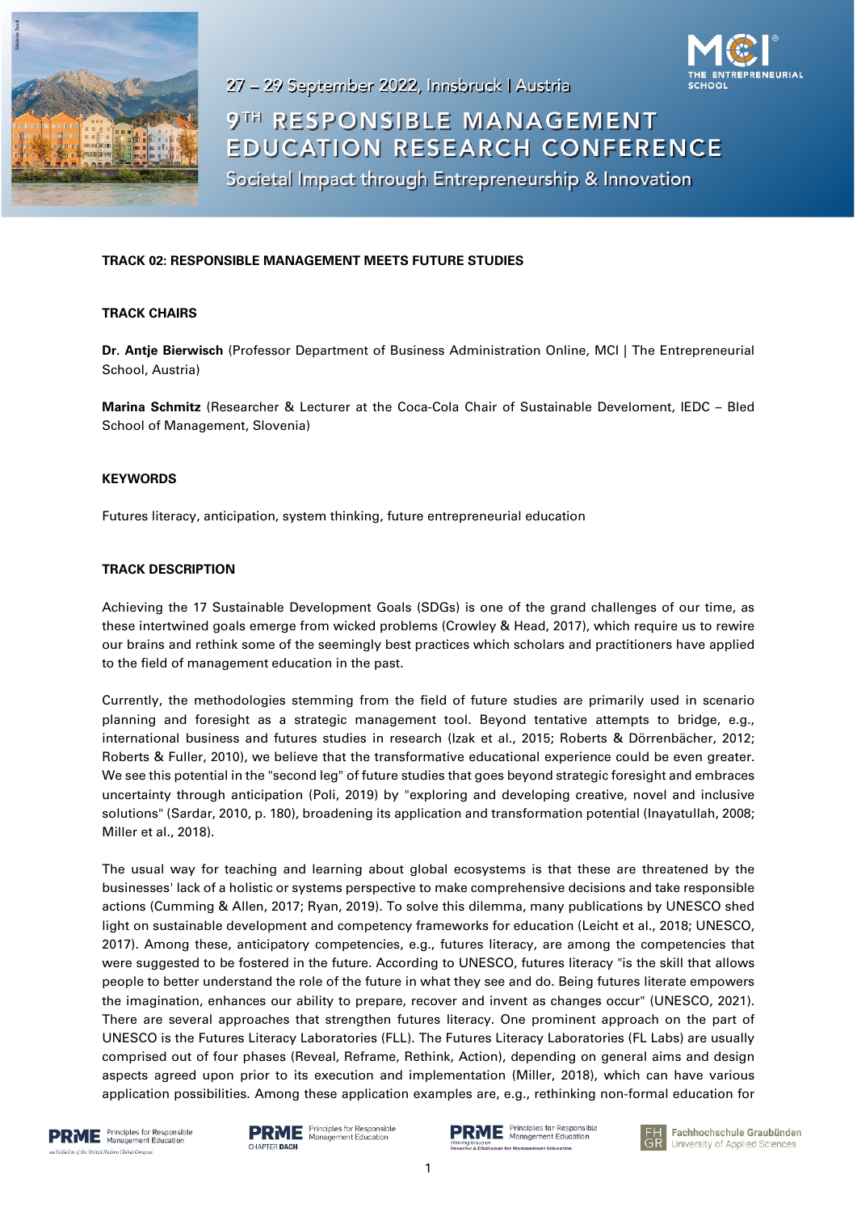27 – 29 September 2022, Innsbruck | Austria

# 9TH RESPONSIBLE MANAGEMENT EDUCATION RESEARCH CONFERENCE

Societal Impact through Entrepreneurship & Innovation

**TRACK 02: RESPONSIBLE MANAGEMENT MEETS FUTURE STUDIES**

**TRACK CHAIRS**

**Dr. Antje Bierwisch** (Professor Department of Business Administration Online, MCI | The Entrepreneurial School, Austria)

**Marina Schmitz** (Researcher & Lecturer at the Coca-Cola Chair of Sustainable Develoment, IEDC – Bled School of Management, Slovenia)

**KEYWORDS**

Futures literacy, anticipation, system thinking, future entrepreneurial education

**TRACK DESCRIPTION**

Achieving the 17 Sustainable Development Goals (SDGs) is one of the grand challenges of our time, as these intertwined goals emerge from wicked problems (Crowley & Head, 2017), which require us to rewire our brains and rethink some of the seemingly best practices which scholars and practitioners have applied to the field of management education in the past.

Currently, the methodologies stemming from the field of future studies are primarily used in scenario planning and foresight as a strategic management tool. Beyond tentative attempts to bridge, e.g., international business and futures studies in research (Izak et al., 2015; Roberts & Dörrenbächer, 2012; Roberts & Fuller, 2010), we believe that the transformative educational experience could be even greater. We see this potential in the "second leg" of future studies that goes beyond strategic foresight and embraces uncertainty through anticipation (Poli, 2019) by "exploring and developing creative, novel and inclusive solutions" (Sardar, 2010, p. 180), broadening its application and transformation potential (Inayatullah, 2008; Miller et al., 2018).

The usual way for teaching and learning about global ecosystems is that these are threatened by the businesses' lack of a holistic or systems perspective to make comprehensive decisions and take responsible actions (Cumming & Allen, 2017; Ryan, 2019). To solve this dilemma, many publications by UNESCO shed light on sustainable development and competency frameworks for education (Leicht et al., 2018; UNESCO, 2017). Among these, anticipatory competencies, e.g., futures literacy, are among the competencies that were suggested to be fostered in the future. According to UNESCO, futures literacy "is the skill that allows people to better understand the role of the future in what they see and do. Being futures literate empowers the imagination, enhances our ability to prepare, recover and invent as changes occur" (UNESCO, 2021). There are several approaches that strengthen futures literacy. One prominent approach on the part of UNESCO is the Futures Literacy Laboratories (FLL). The Futures Literacy Laboratories (FL Labs) are usually comprised out of four phases (Reveal, Reframe, Rethink, Action), depending on general aims and design aspects agreed upon prior to its execution and implementation (Miller, 2018), which can have various application possibilities. Among these application examples are, e.g., rethinking non-formal education for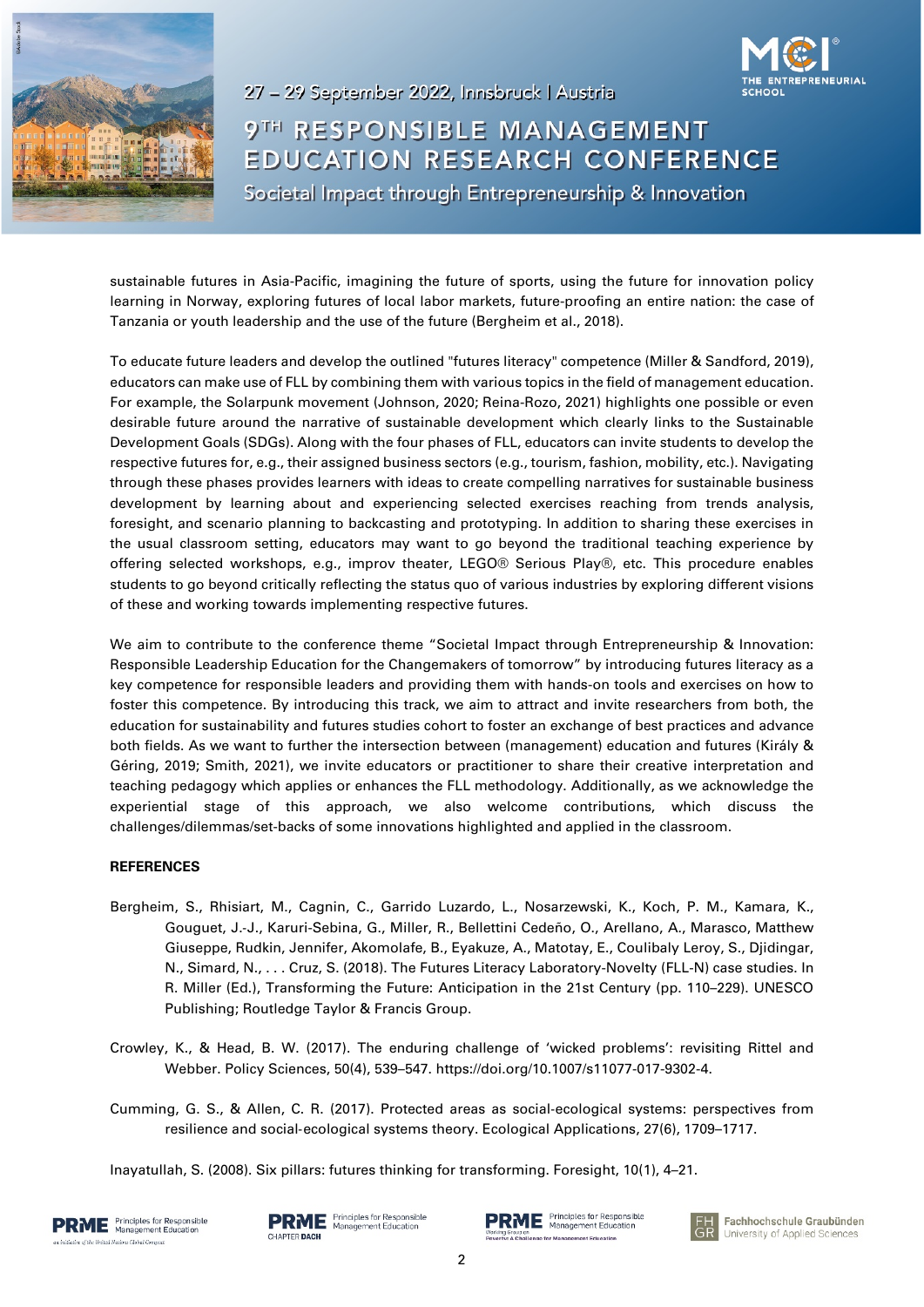sustainable futures in Asia-Pacific, imagining the future of sports, using the future for innovation policy learning in Norway, exploring futures of local labor markets, future-proofing an entire nation: the case of Tanzania or youth leadership and the use of the future (Bergheim et al., 2018).

To educate future leaders and develop the outlined "futures literacy" competence (Miller & Sandford, 2019), educators can make use of FLL by combining them with various topics in the field of management education. For example, the Solarpunk movement (Johnson, 2020; Reina-Rozo, 2021) highlights one possible or even desirable future around the narrative of sustainable development which clearly links to the Sustainable Development Goals (SDGs). Along with the four phases of FLL, educators can invite students to develop the respective futures for, e.g., their assigned business sectors (e.g., tourism, fashion, mobility, etc.). Navigating through these phases provides learners with ideas to create compelling narratives for sustainable business development by learning about and experiencing selected exercises reaching from trends analysis, foresight, and scenario planning to backcasting and prototyping. In addition to sharing these exercises in the usual classroom setting, educators may want to go beyond the traditional teaching experience by offering selected workshops, e.g., improv theater, LEGO® Serious Play®, etc. This procedure enables students to go beyond critically reflecting the status quo of various industries by exploring different visions of these and working towards implementing respective futures.

We aim to contribute to the conference theme "Societal Impact through Entrepreneurship & Innovation: Responsible Leadership Education for the Changemakers of tomorrow" by introducing futures literacy as a key competence for responsible leaders and providing them with hands-on tools and exercises on how to foster this competence. By introducing this track, we aim to attract and invite researchers from both, the education for sustainability and futures studies cohort to foster an exchange of best practices and advance both fields. As we want to further the intersection between (management) education and futures (Király & Géring, 2019; Smith, 2021), we invite educators or practitioner to share their creative interpretation and teaching pedagogy which applies or enhances the FLL methodology. Additionally, as we acknowledge the experiential stage of this approach, we also welcome contributions, which discuss the challenges/dilemmas/set-backs of some innovations highlighted and applied in the classroom.

**REFERENCES**

Bergheim, S., Rhisiart, M., Cagnin, C., Garrido Luzardo, L., Nosarzewski, K., Koch, P. M., Kamara, K., Gouguet, J.-J., Karuri-Sebina, G., Miller, R., Bellettini Cedeño, O., Arellano, A., Marasco, Matthew Giuseppe, Rudkin, Jennifer, Akomolafe, B., Eyakuze, A., Matotay, E., Coulibaly Leroy, S., Djidingar, N., Simard, N., . . . Cruz, S. (2018). The Futures Literacy Laboratory-Novelty (FLL-N) case studies. In R. Miller (Ed.), Transforming the Future: Anticipation in the 21st Century (pp. 110–229). UNESCO Publishing; Routledge Taylor & Francis Group.

Crowley, K., & Head, B. W. (2017). The enduring challenge of 'wicked problems': revisiting Rittel and Webber. Policy Sciences, 50(4), 539–547. https://doi.org/10.1007/s11077-017-9302-4.

Cumming, G. S., & Allen, C. R. (2017). Protected areas as social-ecological systems: perspectives from resilience and social-ecological systems theory. Ecological Applications, 27(6), 1709–1717.

Inayatullah, S. (2008). Six pillars: futures thinking for transforming. Foresight, 10(1), 4–21.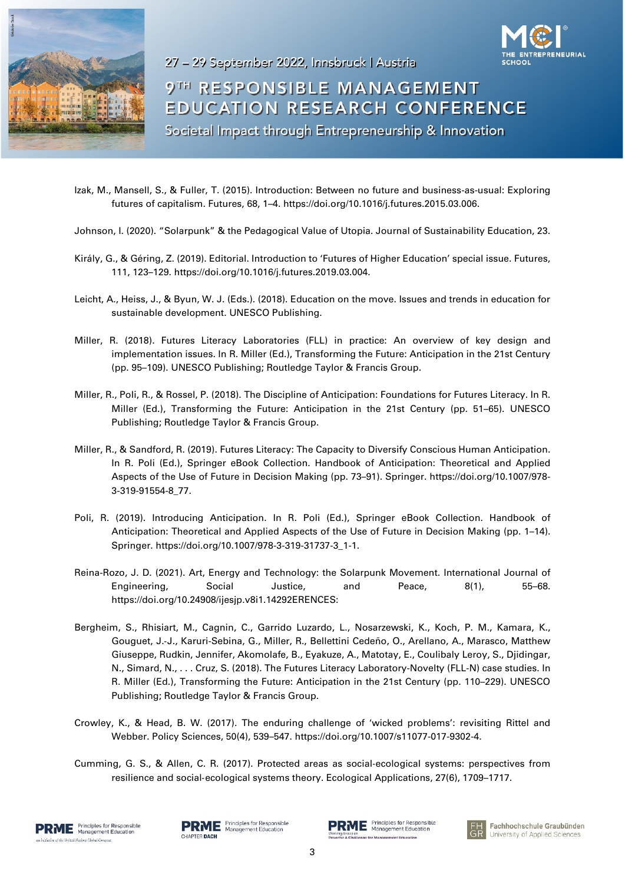Izak, M., Mansell, S., & Fuller, T. (2015). Introduction: Between no future and business-as-usual: Exploring futures of capitalism. Futures, 68, 1–4. https://doi.org/10.1016/j.futures.2015.03.006.

Johnson, I. (2020). "Solarpunk" & the Pedagogical Value of Utopia. Journal of Sustainability Education, 23.

Király, G., & Géring, Z. (2019). Editorial. Introduction to 'Futures of Higher Education' special issue. Futures, 111, 123–129. https://doi.org/10.1016/j.futures.2019.03.004.

Leicht, A., Heiss, J., & Byun, W. J. (Eds.). (2018). Education on the move. Issues and trends in education for sustainable development. UNESCO Publishing.

Miller, R. (2018). Futures Literacy Laboratories (FLL) in practice: An overview of key design and implementation issues. In R. Miller (Ed.), Transforming the Future: Anticipation in the 21st Century (pp. 95–109). UNESCO Publishing; Routledge Taylor & Francis Group.

Miller, R., Poli, R., & Rossel, P. (2018). The Discipline of Anticipation: Foundations for Futures Literacy. In R. Miller (Ed.), Transforming the Future: Anticipation in the 21st Century (pp. 51–65). UNESCO Publishing; Routledge Taylor & Francis Group.

Miller, R., & Sandford, R. (2019). Futures Literacy: The Capacity to Diversify Conscious Human Anticipation. In R. Poli (Ed.), Springer eBook Collection. Handbook of Anticipation: Theoretical and Applied Aspects of the Use of Future in Decision Making (pp. 73–91). Springer. https://doi.org/10.1007/978-3-319-91554-8_77.

Poli, R. (2019). Introducing Anticipation. In R. Poli (Ed.), Springer eBook Collection. Handbook of Anticipation: Theoretical and Applied Aspects of the Use of Future in Decision Making (pp. 1–14). Springer. https://doi.org/10.1007/978-3-319-31737-3_1-1.

Reina-Rozo, J. D. (2021). Art, Energy and Technology: the Solarpunk Movement. International Journal of Engineering, Social Justice, and Peace, 8(1), 55–68. https://doi.org/10.24908/ijesjp.v8i1.14292ERENCES:

Bergheim, S., Rhisiart, M., Cagnin, C., Garrido Luzardo, L., Nosarzewski, K., Koch, P. M., Kamara, K., Gouguet, J.-J., Karuri-Sebina, G., Miller, R., Bellettini Cedeño, O., Arellano, A., Marasco, Matthew Giuseppe, Rudkin, Jennifer, Akomolafe, B., Eyakuze, A., Matotay, E., Coulibaly Leroy, S., Djidingar, N., Simard, N., . . . Cruz, S. (2018). The Futures Literacy Laboratory-Novelty (FLL-N) case studies. In R. Miller (Ed.), Transforming the Future: Anticipation in the 21st Century (pp. 110–229). UNESCO Publishing; Routledge Taylor & Francis Group.

Crowley, K., & Head, B. W. (2017). The enduring challenge of 'wicked problems': revisiting Rittel and Webber. Policy Sciences, 50(4), 539–547. https://doi.org/10.1007/s11077-017-9302-4.

Cumming, G. S., & Allen, C. R. (2017). Protected areas as social-ecological systems: perspectives from resilience and social-ecological systems theory. Ecological Applications, 27(6), 1709–1717.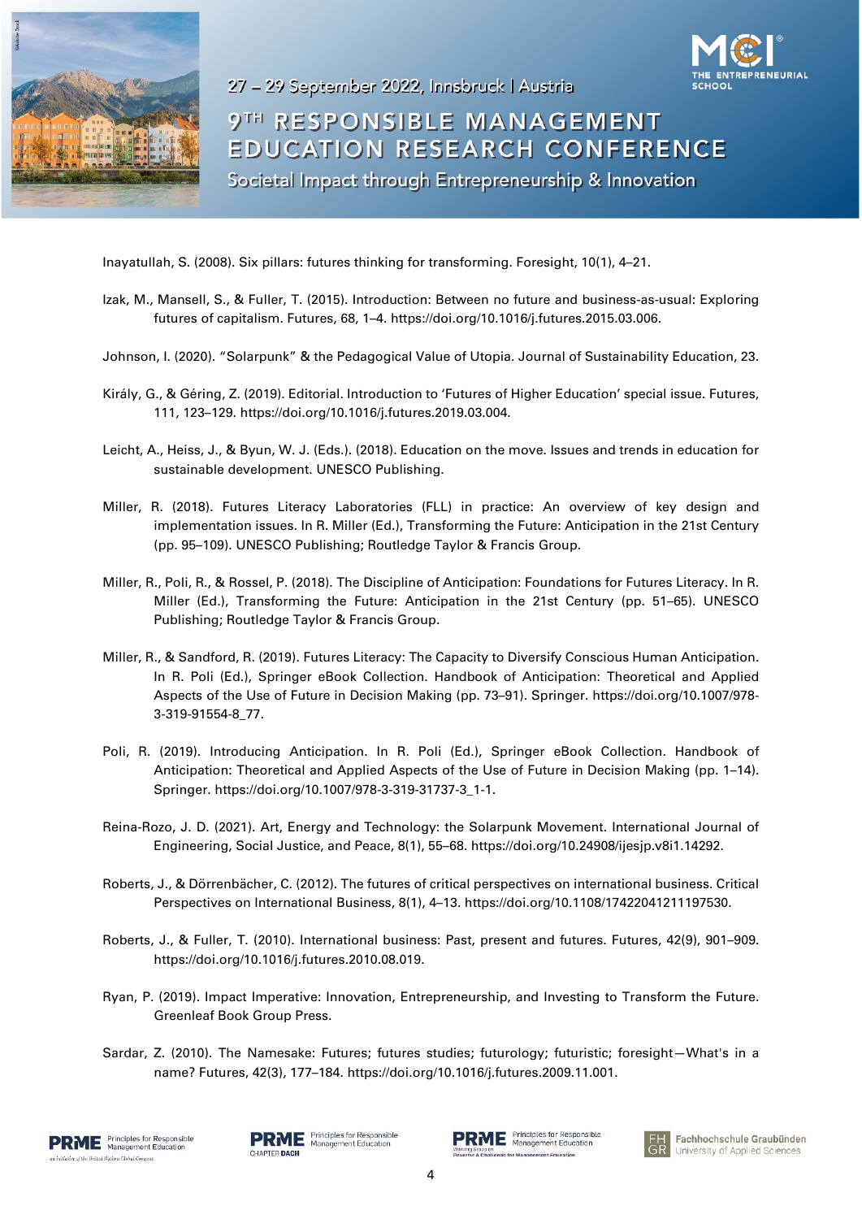Inayatullah, S. (2008). Six pillars: futures thinking for transforming. Foresight, 10(1), 4–21.

Izak, M., Mansell, S., & Fuller, T. (2015). Introduction: Between no future and business-as-usual: Exploring futures of capitalism. Futures, 68, 1–4. https://doi.org/10.1016/j.futures.2015.03.006.

Johnson, I. (2020). "Solarpunk" & the Pedagogical Value of Utopia. Journal of Sustainability Education, 23.

Király, G., & Géring, Z. (2019). Editorial. Introduction to 'Futures of Higher Education' special issue. Futures, 111, 123–129. https://doi.org/10.1016/j.futures.2019.03.004.

Leicht, A., Heiss, J., & Byun, W. J. (Eds.). (2018). Education on the move. Issues and trends in education for sustainable development. UNESCO Publishing.

Miller, R. (2018). Futures Literacy Laboratories (FLL) in practice: An overview of key design and implementation issues. In R. Miller (Ed.), Transforming the Future: Anticipation in the 21st Century (pp. 95–109). UNESCO Publishing; Routledge Taylor & Francis Group.

Miller, R., Poli, R., & Rossel, P. (2018). The Discipline of Anticipation: Foundations for Futures Literacy. In R. Miller (Ed.), Transforming the Future: Anticipation in the 21st Century (pp. 51–65). UNESCO Publishing; Routledge Taylor & Francis Group.

Miller, R., & Sandford, R. (2019). Futures Literacy: The Capacity to Diversify Conscious Human Anticipation. In R. Poli (Ed.), Springer eBook Collection. Handbook of Anticipation: Theoretical and Applied Aspects of the Use of Future in Decision Making (pp. 73–91). Springer. https://doi.org/10.1007/978-3-319-91554-8_77.

Poli, R. (2019). Introducing Anticipation. In R. Poli (Ed.), Springer eBook Collection. Handbook of Anticipation: Theoretical and Applied Aspects of the Use of Future in Decision Making (pp. 1–14). Springer. https://doi.org/10.1007/978-3-319-31737-3_1-1.

Reina-Rozo, J. D. (2021). Art, Energy and Technology: the Solarpunk Movement. International Journal of Engineering, Social Justice, and Peace, 8(1), 55–68. https://doi.org/10.24908/ijesjp.v8i1.14292.

Roberts, J., & Dörrenbächer, C. (2012). The futures of critical perspectives on international business. Critical Perspectives on International Business, 8(1), 4–13. https://doi.org/10.1108/17422041211197530.

Roberts, J., & Fuller, T. (2010). International business: Past, present and futures. Futures, 42(9), 901–909. https://doi.org/10.1016/j.futures.2010.08.019.

Ryan, P. (2019). Impact Imperative: Innovation, Entrepreneurship, and Investing to Transform the Future. Greenleaf Book Group Press.

Sardar, Z. (2010). The Namesake: Futures; futures studies; futurology; futuristic; foresight—What's in a name? Futures, 42(3), 177–184. https://doi.org/10.1016/j.futures.2009.11.001.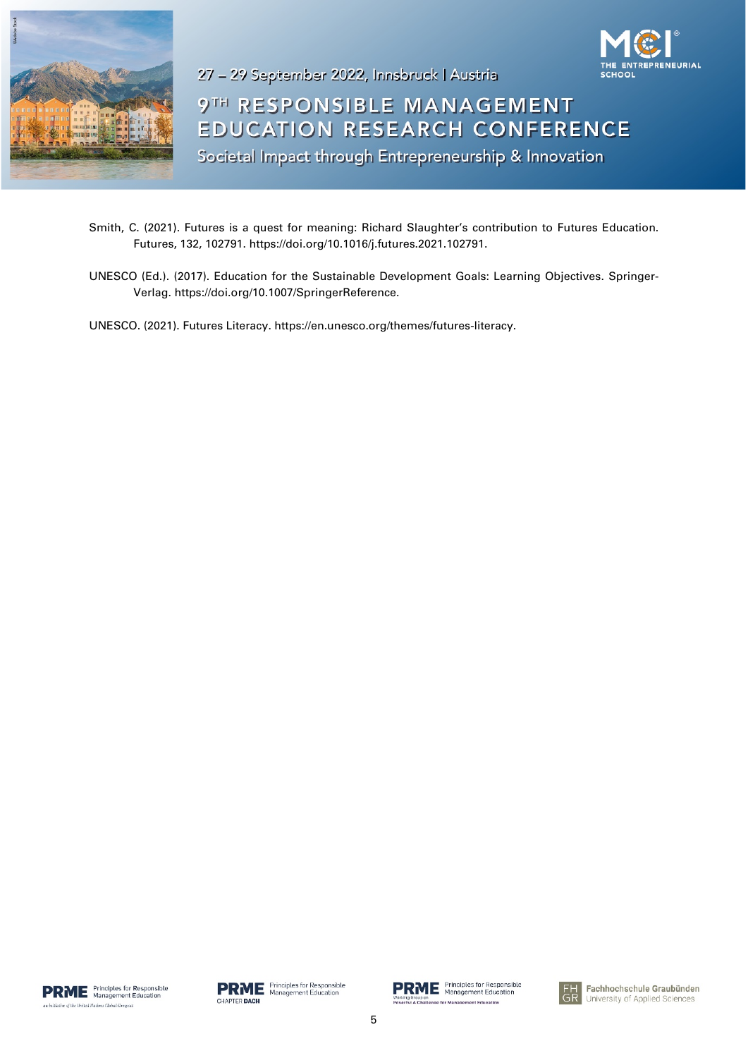Smith, C. (2021). Futures is a quest for meaning: Richard Slaughter's contribution to Futures Education. Futures, 132, 102791. https://doi.org/10.1016/j.futures.2021.102791.

UNESCO (Ed.). (2017). Education for the Sustainable Development Goals: Learning Objectives. Springer-Verlag. https://doi.org/10.1007/SpringerReference.

UNESCO. (2021). Futures Literacy. https://en.unesco.org/themes/futures-literacy.